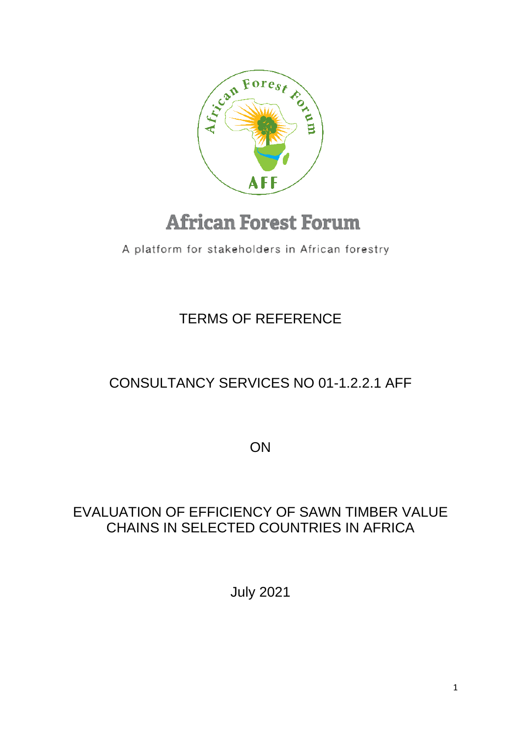# African Forest Forum

A platform for stakeholders in African forestry

## TERMS OF REFERENCE

## CONSULTANCY SERVICES NO 01-1.2.2.1 AFF

## ON

## EVALUATION OF EFFICIENCY OF SAWN TIMBER VALUE CHAINS IN SELECTED COUNTRIES IN AFRICA

July 2021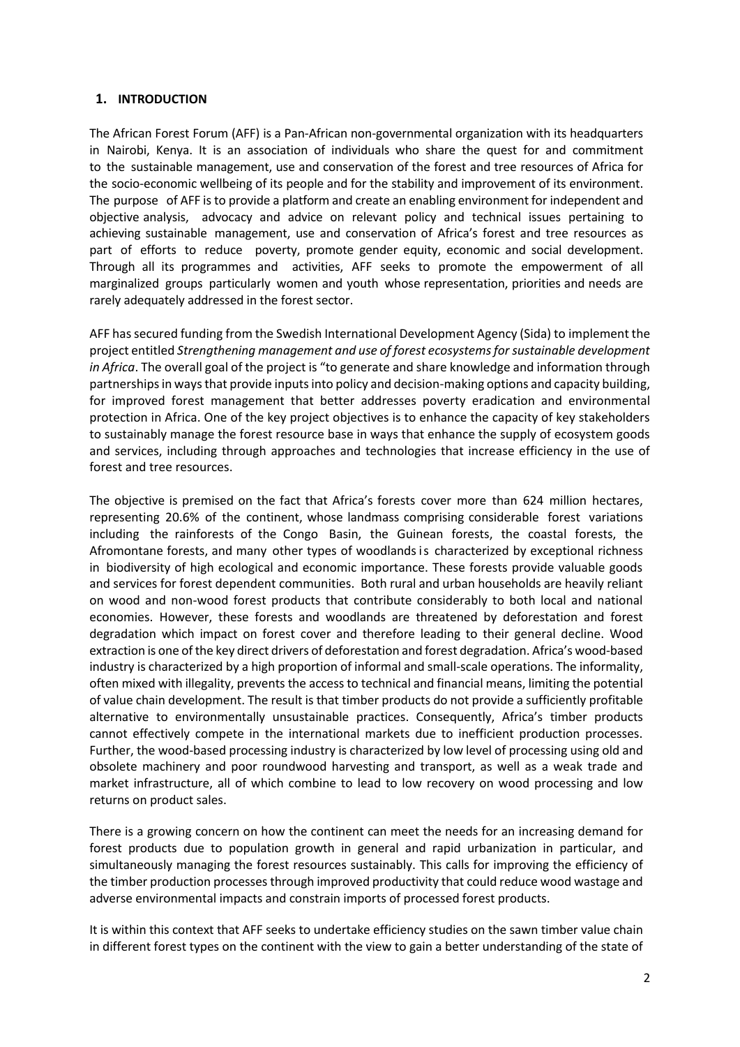## 1. INTRODUCTION

The African Forest Forum (AFF) is a Pan-African non-governmental organization with its headquarters in Nairobi, Kenya. It is an association of individuals who share the quest for and commitment to the sustainable management, use and conservation of the forest and tree resources of Africa for the socio-economic wellbeing of its people and for the stability and improvement of its environment. The purpose of AFF is to provide a platform and create an enabling environment for independent and objective analysis, advocacy and advice on relevant policy and technical issues pertaining to achieving sustainable management, use and conservation of Africa's forest and tree resources as part of efforts to reduce poverty, promote gender equity, economic and social development. Through all its programmes and activities, AFF seeks to promote the empowerment of all marginalized groups particularly women and youth whose representation, priorities and needs are rarely adequately addressed in the forest sector.

AFF has secured funding from the Swedish International Development Agency (Sida) to implement the project entitled *Strengthening management and use of forest ecosystems for sustainable development in Africa*. The overall goal of the project is "to generate and share knowledge and information through partnerships in ways that provide inputs into policy and decision-making options and capacity building, for improved forest management that better addresses poverty eradication and environmental protection in Africa. One of the key project objectives is to enhance the capacity of key stakeholders to sustainably manage the forest resource base in ways that enhance the supply of ecosystem goods and services, including through approaches and technologies that increase efficiency in the use of forest and tree resources.

The objective is premised on the fact that Africa's forests cover more than 624 million hectares, representing 20.6% of the continent, whose landmass comprising considerable forest variations including the rainforests of the Congo Basin, the Guinean forests, the coastal forests, the Afromontane forests, and many other types of woodlands is characterized by exceptional richness in biodiversity of high ecological and economic importance. These forests provide valuable goods and services for forest dependent communities. Both rural and urban households are heavily reliant on wood and non-wood forest products that contribute considerably to both local and national economies. However, these forests and woodlands are threatened by deforestation and forest degradation which impact on forest cover and therefore leading to their general decline. Wood extraction is one of the key direct drivers of deforestation and forest degradation. Africa's wood-based industry is characterized by a high proportion of informal and small-scale operations. The informality, often mixed with illegality, prevents the access to technical and financial means, limiting the potential of value chain development. The result is that timber products do not provide a sufficiently profitable alternative to environmentally unsustainable practices. Consequently, Africa's timber products cannot effectively compete in the international markets due to inefficient production processes. Further, the wood-based processing industry is characterized by low level of processing using old and obsolete machinery and poor roundwood harvesting and transport, as well as a weak trade and market infrastructure, all of which combine to lead to low recovery on wood processing and low returns on product sales.

There is a growing concern on how the continent can meet the needs for an increasing demand for forest products due to population growth in general and rapid urbanization in particular, and simultaneously managing the forest resources sustainably. This calls for improving the efficiency of the timber production processes through improved productivity that could reduce wood wastage and adverse environmental impacts and constrain imports of processed forest products.

It is within this context that AFF seeks to undertake efficiency studies on the sawn timber value chain in different forest types on the continent with the view to gain a better understanding of the state of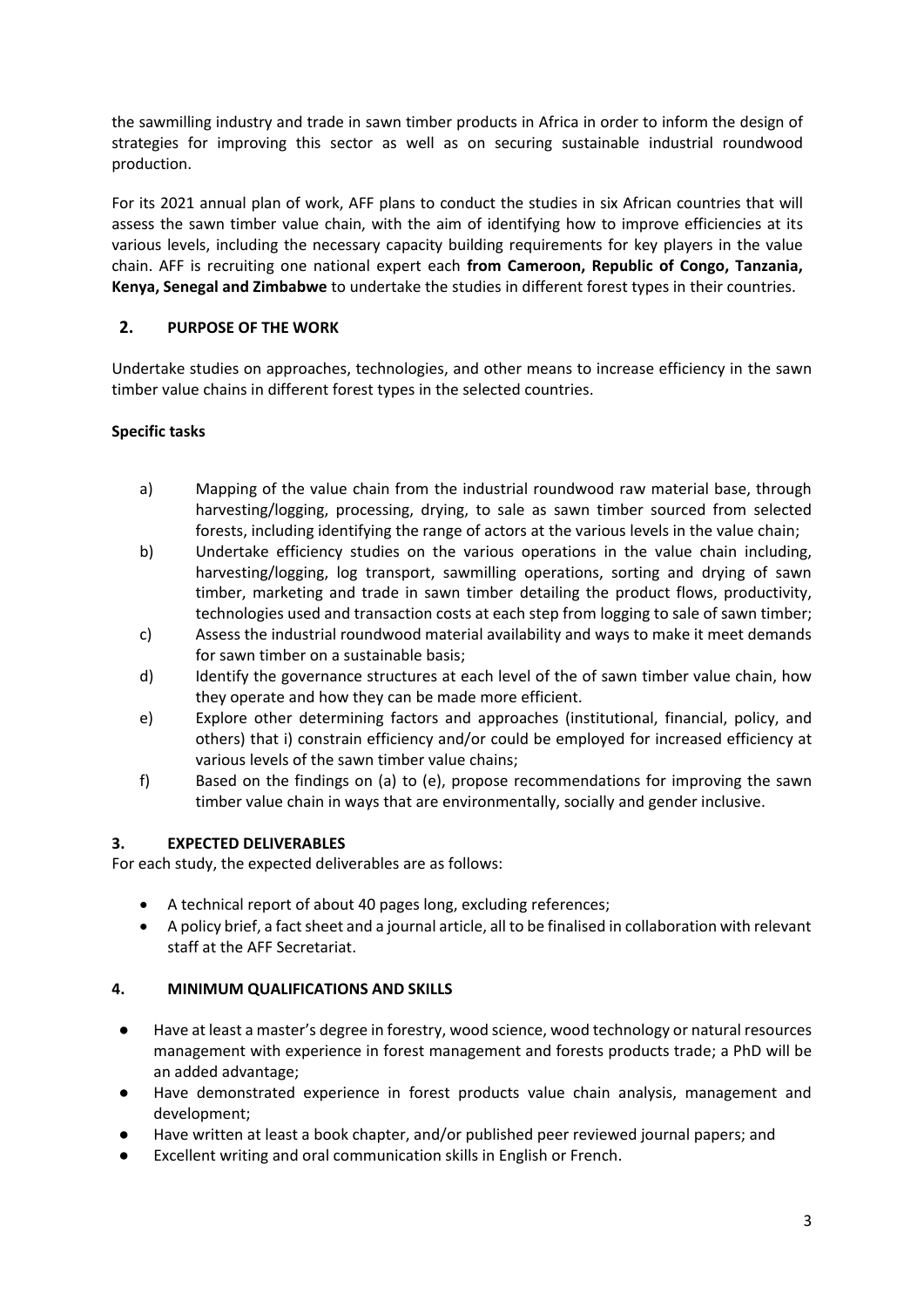the sawmilling industry and trade in sawn timber products in Africa in order to inform the design of strategies for improving this sector as well as on securing sustainable industrial roundwood production.

For its 2021 annual plan of work, AFF plans to conduct the studies in six African countries that will assess the sawn timber value chain, with the aim of identifying how to improve efficiencies at its various levels, including the necessary capacity building requirements for key players in the value chain. AFF is recruiting one national expert each **from Cameroon, Republic of Congo, Tanzania, Kenya, Senegal and Zimbabwe** to undertake the studies in different forest types in their countries.

## 2. PURPOSE OF THE WORK

Undertake studies on approaches, technologies, and other means to increase efficiency in the sawn timber value chains in different forest types in the selected countries.

**Specific tasks**

a) Mapping of the value chain from the industrial roundwood raw material base, through harvesting/logging, processing, drying, to sale as sawn timber sourced from selected forests, including identifying the range of actors at the various levels in the value chain;

b) Undertake efficiency studies on the various operations in the value chain including, harvesting/logging, log transport, sawmilling operations, sorting and drying of sawn timber, marketing and trade in sawn timber detailing the product flows, productivity, technologies used and transaction costs at each step from logging to sale of sawn timber;

c) Assess the industrial roundwood material availability and ways to make it meet demands for sawn timber on a sustainable basis;

d) Identify the governance structures at each level of the of sawn timber value chain, how they operate and how they can be made more efficient.

e) Explore other determining factors and approaches (institutional, financial, policy, and others) that i) constrain efficiency and/or could be employed for increased efficiency at various levels of the sawn timber value chains;

f) Based on the findings on (a) to (e), propose recommendations for improving the sawn timber value chain in ways that are environmentally, socially and gender inclusive.

## 3. EXPECTED DELIVERABLES

For each study, the expected deliverables are as follows:

- A technical report of about 40 pages long, excluding references;
- A policy brief, a fact sheet and a journal article, all to be finalised in collaboration with relevant staff at the AFF Secretariat.

## 4. MINIMUM QUALIFICATIONS AND SKILLS

- Have at least a master's degree in forestry, wood science, wood technology or natural resources management with experience in forest management and forests products trade; a PhD will be an added advantage;
- Have demonstrated experience in forest products value chain analysis, management and development;
- Have written at least a book chapter, and/or published peer reviewed journal papers; and
- Excellent writing and oral communication skills in English or French.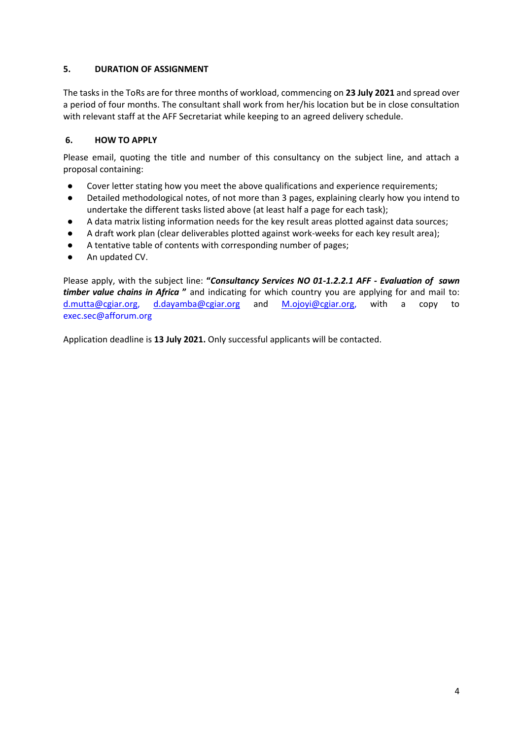## 5. DURATION OF ASSIGNMENT

The tasks in the ToRs are for three months of workload, commencing on **23 July 2021** and spread over a period of four months. The consultant shall work from her/his location but be in close consultation with relevant staff at the AFF Secretariat while keeping to an agreed delivery schedule.

## 6. HOW TO APPLY

Please email, quoting the title and number of this consultancy on the subject line, and attach a proposal containing:

- Cover letter stating how you meet the above qualifications and experience requirements;
- Detailed methodological notes, of not more than 3 pages, explaining clearly how you intend to undertake the different tasks listed above (at least half a page for each task);
- A data matrix listing information needs for the key result areas plotted against data sources;
- A draft work plan (clear deliverables plotted against work-weeks for each key result area);
- A tentative table of contents with corresponding number of pages;
- An updated CV.

Please apply, with the subject line: **"*Consultancy Services NO 01-1.2.2.1 AFF - Evaluation of sawn timber value chains in Africa* "** and indicating for which country you are applying for and mail to: d.mutta@cgiar.org, d.dayamba@cgiar.org and M.ojoyi@cgiar.org, with a copy to exec.sec@afforum.org

Application deadline is **13 July 2021.** Only successful applicants will be contacted.